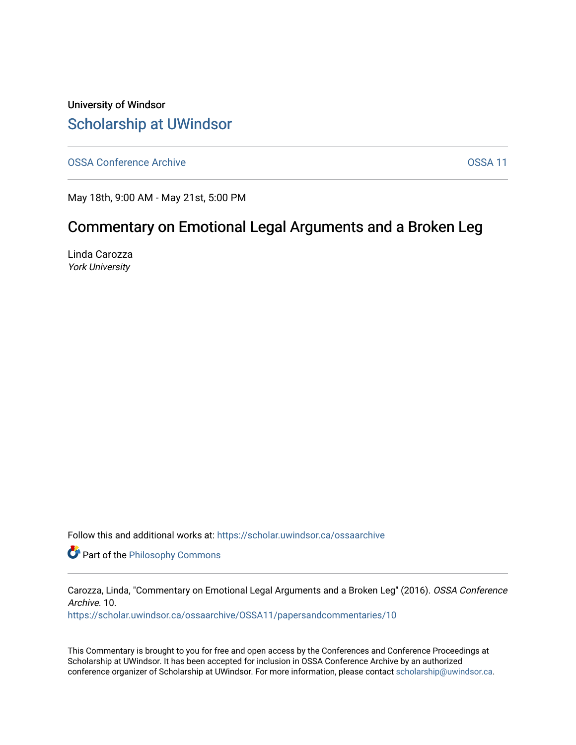University of Windsor

# Scholarship at UWindsor

OSSA Conference Archive | OSSA 11

May 18th, 9:00 AM - May 21st, 5:00 PM

## Commentary on Emotional Legal Arguments and a Broken Leg

Linda Carozza
*York University*

Follow this and additional works at: https://scholar.uwindsor.ca/ossaarchive

Part of the Philosophy Commons

Carozza, Linda, "Commentary on Emotional Legal Arguments and a Broken Leg" (2016). *OSSA Conference Archive*. 10.
https://scholar.uwindsor.ca/ossaarchive/OSSA11/papersandcommentaries/10

This Commentary is brought to you for free and open access by the Conferences and Conference Proceedings at Scholarship at UWindsor. It has been accepted for inclusion in OSSA Conference Archive by an authorized conference organizer of Scholarship at UWindsor. For more information, please contact scholarship@uwindsor.ca.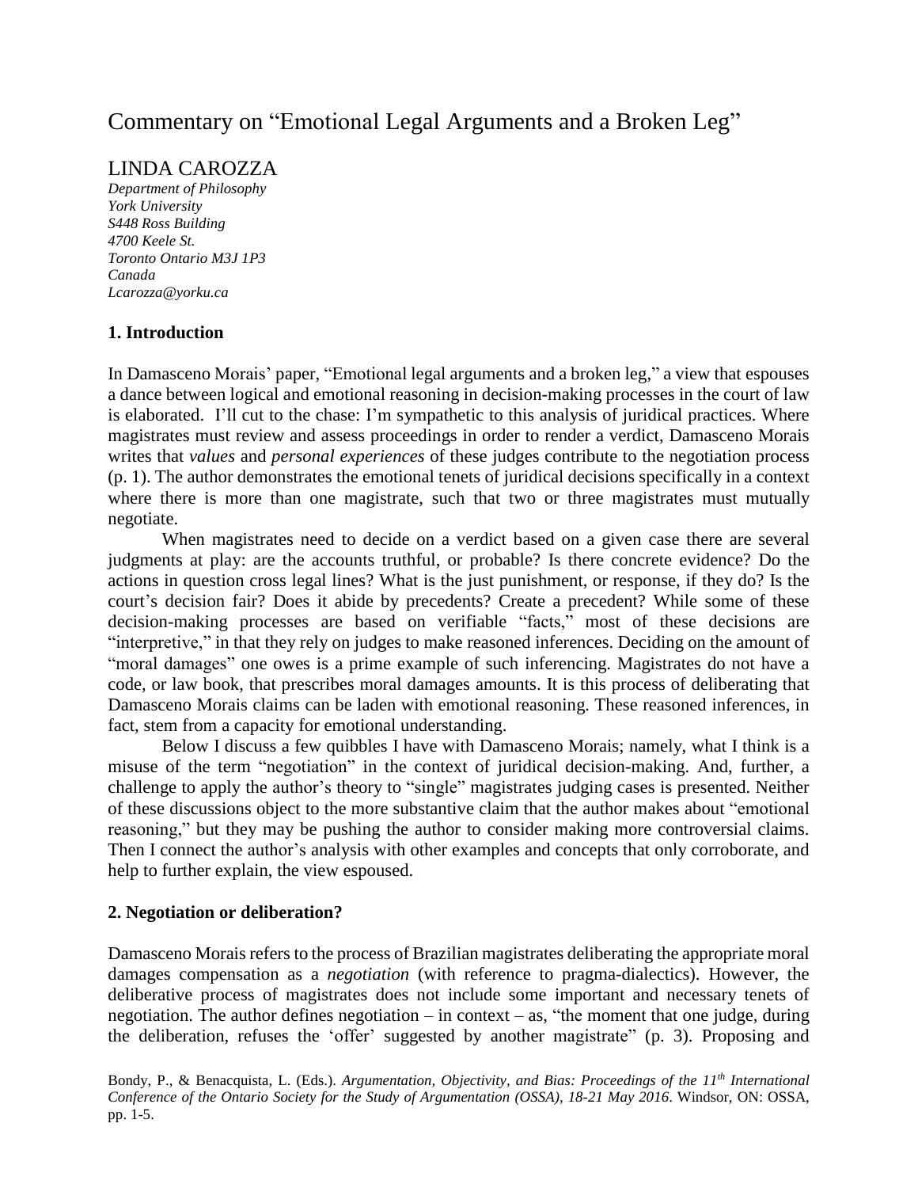# Commentary on "Emotional Legal Arguments and a Broken Leg"

LINDA CAROZZA

*Department of Philosophy*
*York University*
*S448 Ross Building*
*4700 Keele St.*
*Toronto Ontario M3J 1P3*
*Canada*
*Lcarozza@yorku.ca*

## 1. Introduction

In Damasceno Morais' paper, "Emotional legal arguments and a broken leg," a view that espouses a dance between logical and emotional reasoning in decision-making processes in the court of law is elaborated. I'll cut to the chase: I'm sympathetic to this analysis of juridical practices. Where magistrates must review and assess proceedings in order to render a verdict, Damasceno Morais writes that *values* and *personal experiences* of these judges contribute to the negotiation process (p. 1). The author demonstrates the emotional tenets of juridical decisions specifically in a context where there is more than one magistrate, such that two or three magistrates must mutually negotiate.

When magistrates need to decide on a verdict based on a given case there are several judgments at play: are the accounts truthful, or probable? Is there concrete evidence? Do the actions in question cross legal lines? What is the just punishment, or response, if they do? Is the court's decision fair? Does it abide by precedents? Create a precedent? While some of these decision-making processes are based on verifiable "facts," most of these decisions are "interpretive," in that they rely on judges to make reasoned inferences. Deciding on the amount of "moral damages" one owes is a prime example of such inferencing. Magistrates do not have a code, or law book, that prescribes moral damages amounts. It is this process of deliberating that Damasceno Morais claims can be laden with emotional reasoning. These reasoned inferences, in fact, stem from a capacity for emotional understanding.

Below I discuss a few quibbles I have with Damasceno Morais; namely, what I think is a misuse of the term "negotiation" in the context of juridical decision-making. And, further, a challenge to apply the author's theory to "single" magistrates judging cases is presented. Neither of these discussions object to the more substantive claim that the author makes about "emotional reasoning," but they may be pushing the author to consider making more controversial claims. Then I connect the author's analysis with other examples and concepts that only corroborate, and help to further explain, the view espoused.

## 2. Negotiation or deliberation?

Damasceno Morais refers to the process of Brazilian magistrates deliberating the appropriate moral damages compensation as a *negotiation* (with reference to pragma-dialectics). However, the deliberative process of magistrates does not include some important and necessary tenets of negotiation. The author defines negotiation – in context – as, "the moment that one judge, during the deliberation, refuses the 'offer' suggested by another magistrate" (p. 3). Proposing and

Bondy, P., & Benacquista, L. (Eds.). *Argumentation, Objectivity, and Bias: Proceedings of the 11th International Conference of the Ontario Society for the Study of Argumentation (OSSA), 18-21 May 2016*. Windsor, ON: OSSA, pp. 1-5.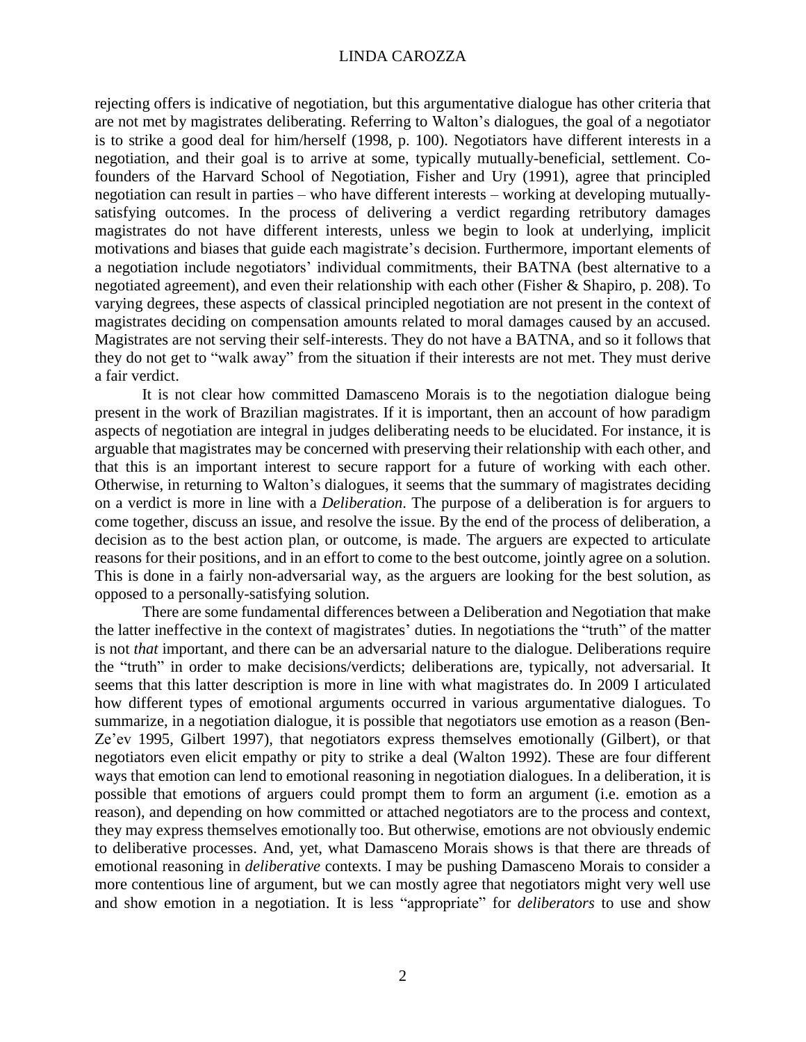rejecting offers is indicative of negotiation, but this argumentative dialogue has other criteria that are not met by magistrates deliberating. Referring to Walton's dialogues, the goal of a negotiator is to strike a good deal for him/herself (1998, p. 100). Negotiators have different interests in a negotiation, and their goal is to arrive at some, typically mutually-beneficial, settlement. Co-founders of the Harvard School of Negotiation, Fisher and Ury (1991), agree that principled negotiation can result in parties – who have different interests – working at developing mutually-satisfying outcomes. In the process of delivering a verdict regarding retributory damages magistrates do not have different interests, unless we begin to look at underlying, implicit motivations and biases that guide each magistrate's decision. Furthermore, important elements of a negotiation include negotiators' individual commitments, their BATNA (best alternative to a negotiated agreement), and even their relationship with each other (Fisher & Shapiro, p. 208). To varying degrees, these aspects of classical principled negotiation are not present in the context of magistrates deciding on compensation amounts related to moral damages caused by an accused. Magistrates are not serving their self-interests. They do not have a BATNA, and so it follows that they do not get to "walk away" from the situation if their interests are not met. They must derive a fair verdict.

It is not clear how committed Damasceno Morais is to the negotiation dialogue being present in the work of Brazilian magistrates. If it is important, then an account of how paradigm aspects of negotiation are integral in judges deliberating needs to be elucidated. For instance, it is arguable that magistrates may be concerned with preserving their relationship with each other, and that this is an important interest to secure rapport for a future of working with each other. Otherwise, in returning to Walton's dialogues, it seems that the summary of magistrates deciding on a verdict is more in line with a *Deliberation*. The purpose of a deliberation is for arguers to come together, discuss an issue, and resolve the issue. By the end of the process of deliberation, a decision as to the best action plan, or outcome, is made. The arguers are expected to articulate reasons for their positions, and in an effort to come to the best outcome, jointly agree on a solution. This is done in a fairly non-adversarial way, as the arguers are looking for the best solution, as opposed to a personally-satisfying solution.

There are some fundamental differences between a Deliberation and Negotiation that make the latter ineffective in the context of magistrates' duties. In negotiations the "truth" of the matter is not *that* important, and there can be an adversarial nature to the dialogue. Deliberations require the "truth" in order to make decisions/verdicts; deliberations are, typically, not adversarial. It seems that this latter description is more in line with what magistrates do. In 2009 I articulated how different types of emotional arguments occurred in various argumentative dialogues. To summarize, in a negotiation dialogue, it is possible that negotiators use emotion as a reason (Ben-Ze'ev 1995, Gilbert 1997), that negotiators express themselves emotionally (Gilbert), or that negotiators even elicit empathy or pity to strike a deal (Walton 1992). These are four different ways that emotion can lend to emotional reasoning in negotiation dialogues. In a deliberation, it is possible that emotions of arguers could prompt them to form an argument (i.e. emotion as a reason), and depending on how committed or attached negotiators are to the process and context, they may express themselves emotionally too. But otherwise, emotions are not obviously endemic to deliberative processes. And, yet, what Damasceno Morais shows is that there are threads of emotional reasoning in *deliberative* contexts. I may be pushing Damasceno Morais to consider a more contentious line of argument, but we can mostly agree that negotiators might very well use and show emotion in a negotiation. It is less "appropriate" for *deliberators* to use and show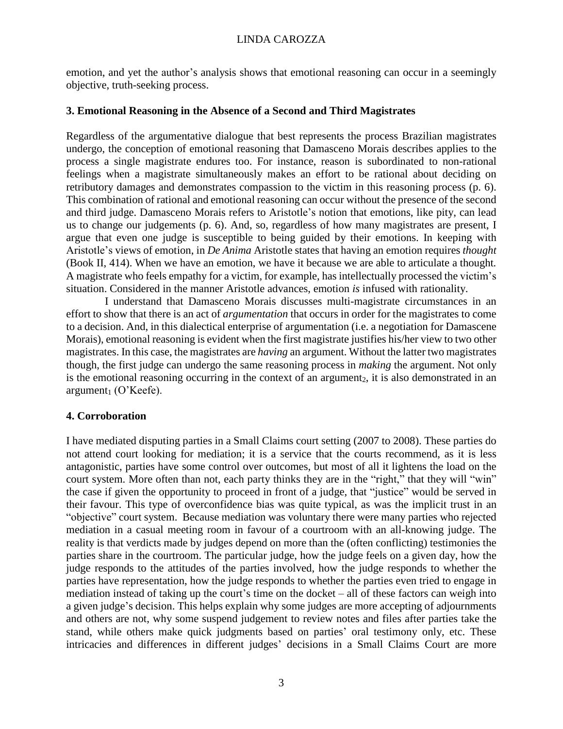emotion, and yet the author's analysis shows that emotional reasoning can occur in a seemingly objective, truth-seeking process.

### 3. Emotional Reasoning in the Absence of a Second and Third Magistrates

Regardless of the argumentative dialogue that best represents the process Brazilian magistrates undergo, the conception of emotional reasoning that Damasceno Morais describes applies to the process a single magistrate endures too. For instance, reason is subordinated to non-rational feelings when a magistrate simultaneously makes an effort to be rational about deciding on retributory damages and demonstrates compassion to the victim in this reasoning process (p. 6). This combination of rational and emotional reasoning can occur without the presence of the second and third judge. Damasceno Morais refers to Aristotle's notion that emotions, like pity, can lead us to change our judgements (p. 6). And, so, regardless of how many magistrates are present, I argue that even one judge is susceptible to being guided by their emotions. In keeping with Aristotle's views of emotion, in *De Anima* Aristotle states that having an emotion requires *thought* (Book II, 414). When we have an emotion, we have it because we are able to articulate a thought. A magistrate who feels empathy for a victim, for example, has intellectually processed the victim's situation. Considered in the manner Aristotle advances, emotion *is* infused with rationality.

I understand that Damasceno Morais discusses multi-magistrate circumstances in an effort to show that there is an act of *argumentation* that occurs in order for the magistrates to come to a decision. And, in this dialectical enterprise of argumentation (i.e. a negotiation for Damascene Morais), emotional reasoning is evident when the first magistrate justifies his/her view to two other magistrates. In this case, the magistrates are *having* an argument. Without the latter two magistrates though, the first judge can undergo the same reasoning process in *making* the argument. Not only is the emotional reasoning occurring in the context of an $\text{argument}_2$, it is also demonstrated in an $\text{argument}_1$ (O'Keefe).

### 4. Corroboration

I have mediated disputing parties in a Small Claims court setting (2007 to 2008). These parties do not attend court looking for mediation; it is a service that the courts recommend, as it is less antagonistic, parties have some control over outcomes, but most of all it lightens the load on the court system. More often than not, each party thinks they are in the "right," that they will "win" the case if given the opportunity to proceed in front of a judge, that "justice" would be served in their favour. This type of overconfidence bias was quite typical, as was the implicit trust in an "objective" court system. Because mediation was voluntary there were many parties who rejected mediation in a casual meeting room in favour of a courtroom with an all-knowing judge. The reality is that verdicts made by judges depend on more than the (often conflicting) testimonies the parties share in the courtroom. The particular judge, how the judge feels on a given day, how the judge responds to the attitudes of the parties involved, how the judge responds to whether the parties have representation, how the judge responds to whether the parties even tried to engage in mediation instead of taking up the court's time on the docket – all of these factors can weigh into a given judge's decision. This helps explain why some judges are more accepting of adjournments and others are not, why some suspend judgement to review notes and files after parties take the stand, while others make quick judgments based on parties' oral testimony only, etc. These intricacies and differences in different judges' decisions in a Small Claims Court are more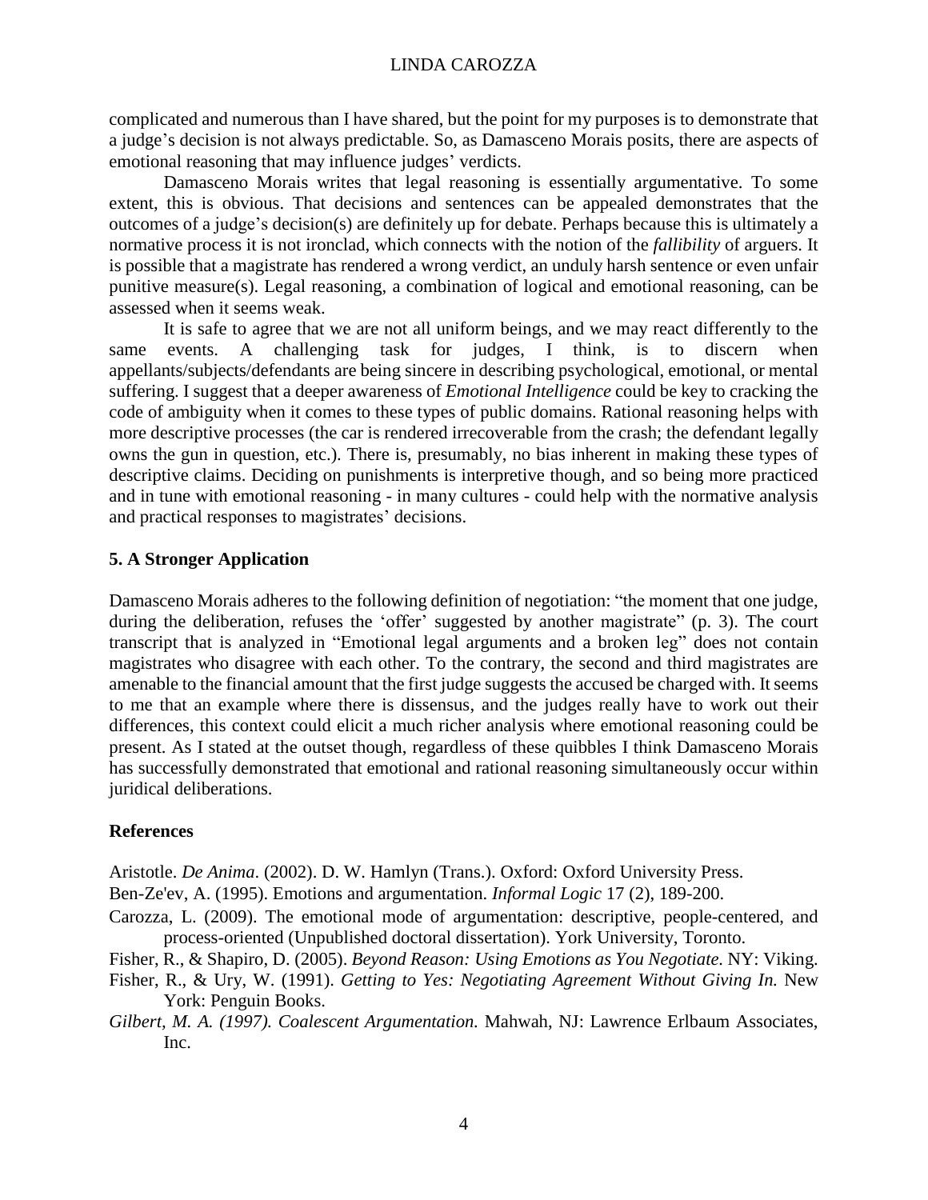complicated and numerous than I have shared, but the point for my purposes is to demonstrate that a judge's decision is not always predictable. So, as Damasceno Morais posits, there are aspects of emotional reasoning that may influence judges' verdicts.

Damasceno Morais writes that legal reasoning is essentially argumentative. To some extent, this is obvious. That decisions and sentences can be appealed demonstrates that the outcomes of a judge's decision(s) are definitely up for debate. Perhaps because this is ultimately a normative process it is not ironclad, which connects with the notion of the *fallibility* of arguers. It is possible that a magistrate has rendered a wrong verdict, an unduly harsh sentence or even unfair punitive measure(s). Legal reasoning, a combination of logical and emotional reasoning, can be assessed when it seems weak.

It is safe to agree that we are not all uniform beings, and we may react differently to the same events. A challenging task for judges, I think, is to discern when appellants/subjects/defendants are being sincere in describing psychological, emotional, or mental suffering. I suggest that a deeper awareness of *Emotional Intelligence* could be key to cracking the code of ambiguity when it comes to these types of public domains. Rational reasoning helps with more descriptive processes (the car is rendered irrecoverable from the crash; the defendant legally owns the gun in question, etc.). There is, presumably, no bias inherent in making these types of descriptive claims. Deciding on punishments is interpretive though, and so being more practiced and in tune with emotional reasoning - in many cultures - could help with the normative analysis and practical responses to magistrates' decisions.

## 5. A Stronger Application

Damasceno Morais adheres to the following definition of negotiation: "the moment that one judge, during the deliberation, refuses the 'offer' suggested by another magistrate" (p. 3). The court transcript that is analyzed in "Emotional legal arguments and a broken leg" does not contain magistrates who disagree with each other. To the contrary, the second and third magistrates are amenable to the financial amount that the first judge suggests the accused be charged with. It seems to me that an example where there is dissensus, and the judges really have to work out their differences, this context could elicit a much richer analysis where emotional reasoning could be present. As I stated at the outset though, regardless of these quibbles I think Damasceno Morais has successfully demonstrated that emotional and rational reasoning simultaneously occur within juridical deliberations.

## References

Aristotle. *De Anima*. (2002). D. W. Hamlyn (Trans.). Oxford: Oxford University Press.

Ben-Ze'ev, A. (1995). Emotions and argumentation. *Informal Logic* 17 (2), 189-200.

Carozza, L. (2009). The emotional mode of argumentation: descriptive, people-centered, and process-oriented (Unpublished doctoral dissertation). York University, Toronto.

Fisher, R., & Shapiro, D. (2005). *Beyond Reason: Using Emotions as You Negotiate*. NY: Viking.

Fisher, R., & Ury, W. (1991). *Getting to Yes: Negotiating Agreement Without Giving In.* New York: Penguin Books.

*Gilbert, M. A. (1997). Coalescent Argumentation.* Mahwah, NJ: Lawrence Erlbaum Associates, Inc.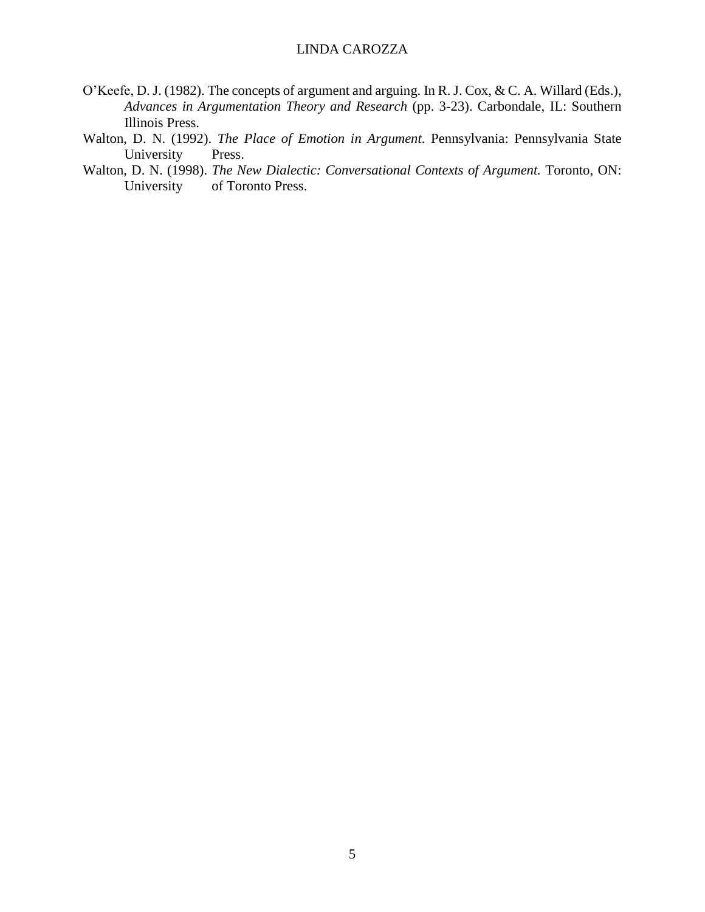O'Keefe, D. J. (1982). The concepts of argument and arguing. In R. J. Cox, & C. A. Willard (Eds.), *Advances in Argumentation Theory and Research* (pp. 3-23). Carbondale, IL: Southern Illinois Press.

Walton, D. N. (1992). *The Place of Emotion in Argument*. Pennsylvania: Pennsylvania State University Press.

Walton, D. N. (1998). *The New Dialectic: Conversational Contexts of Argument.* Toronto, ON: University of Toronto Press.